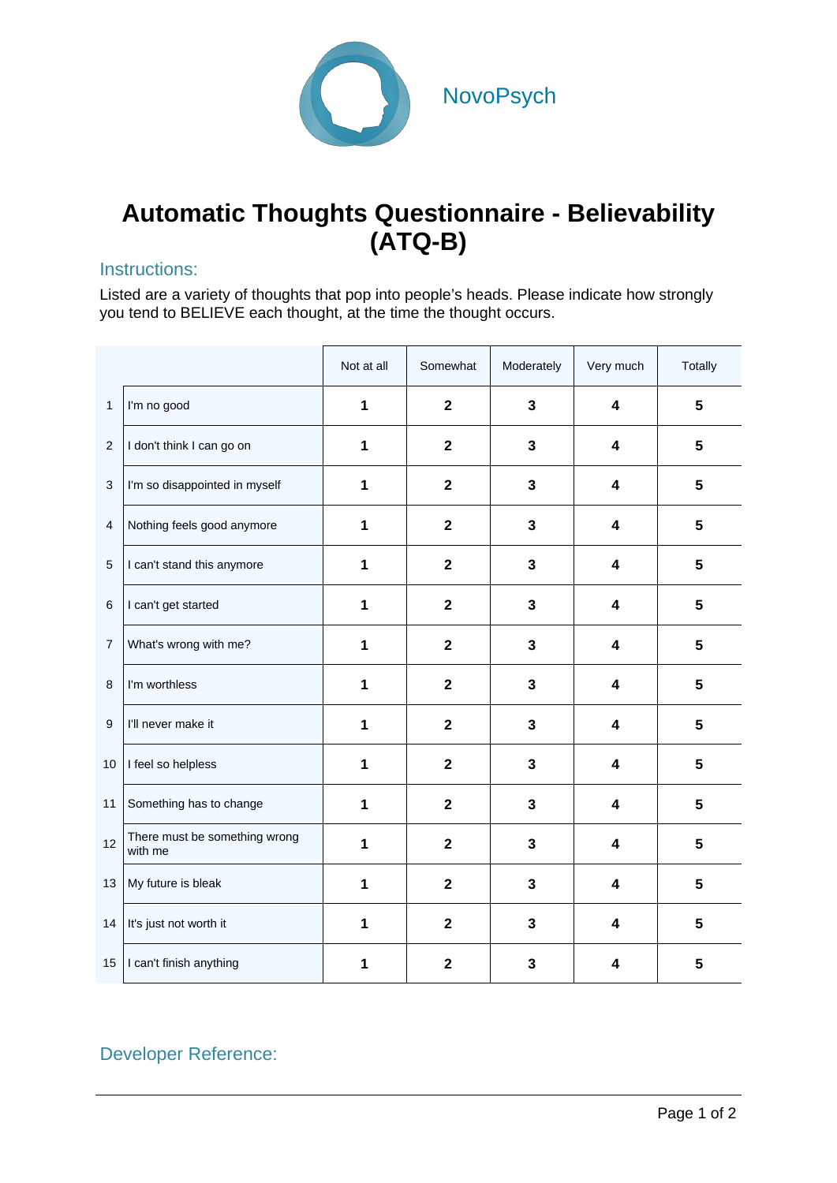NovoPsych

# Automatic Thoughts Questionnaire - Believability (ATQ-B)

## Instructions:

Listed are a variety of thoughts that pop into people's heads. Please indicate how strongly you tend to BELIEVE each thought, at the time the thought occurs.

| | | Not at all | Somewhat | Moderately | Very much | Totally |
|---|---|---|---|---|---|---|
| 1 | I'm no good | **1** | **2** | **3** | **4** | **5** |
| 2 | I don't think I can go on | **1** | **2** | **3** | **4** | **5** |
| 3 | I'm so disappointed in myself | **1** | **2** | **3** | **4** | **5** |
| 4 | Nothing feels good anymore | **1** | **2** | **3** | **4** | **5** |
| 5 | I can't stand this anymore | **1** | **2** | **3** | **4** | **5** |
| 6 | I can't get started | **1** | **2** | **3** | **4** | **5** |
| 7 | What's wrong with me? | **1** | **2** | **3** | **4** | **5** |
| 8 | I'm worthless | **1** | **2** | **3** | **4** | **5** |
| 9 | I'll never make it | **1** | **2** | **3** | **4** | **5** |
| 10 | I feel so helpless | **1** | **2** | **3** | **4** | **5** |
| 11 | Something has to change | **1** | **2** | **3** | **4** | **5** |
| 12 | There must be something wrong with me | **1** | **2** | **3** | **4** | **5** |
| 13 | My future is bleak | **1** | **2** | **3** | **4** | **5** |
| 14 | It's just not worth it | **1** | **2** | **3** | **4** | **5** |
| 15 | I can't finish anything | **1** | **2** | **3** | **4** | **5** |

## Developer Reference: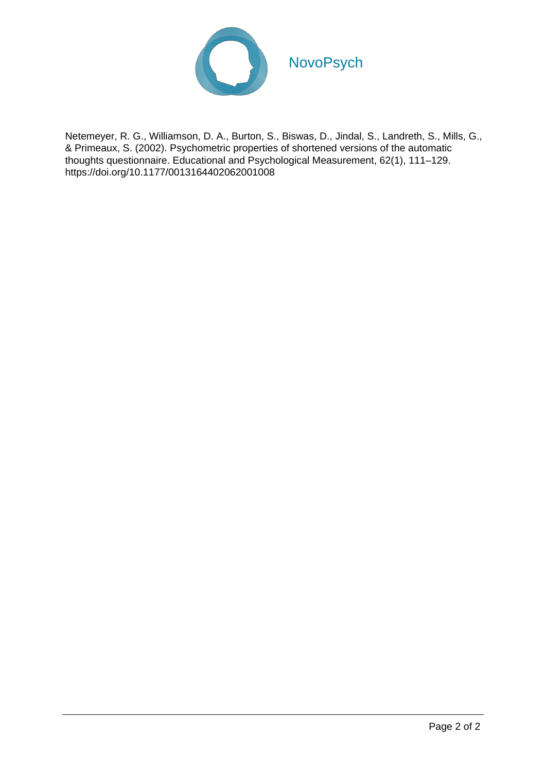NovoPsych

Netemeyer, R. G., Williamson, D. A., Burton, S., Biswas, D., Jindal, S., Landreth, S., Mills, G., & Primeaux, S. (2002). Psychometric properties of shortened versions of the automatic thoughts questionnaire. Educational and Psychological Measurement, 62(1), 111–129. https://doi.org/10.1177/0013164402062001008